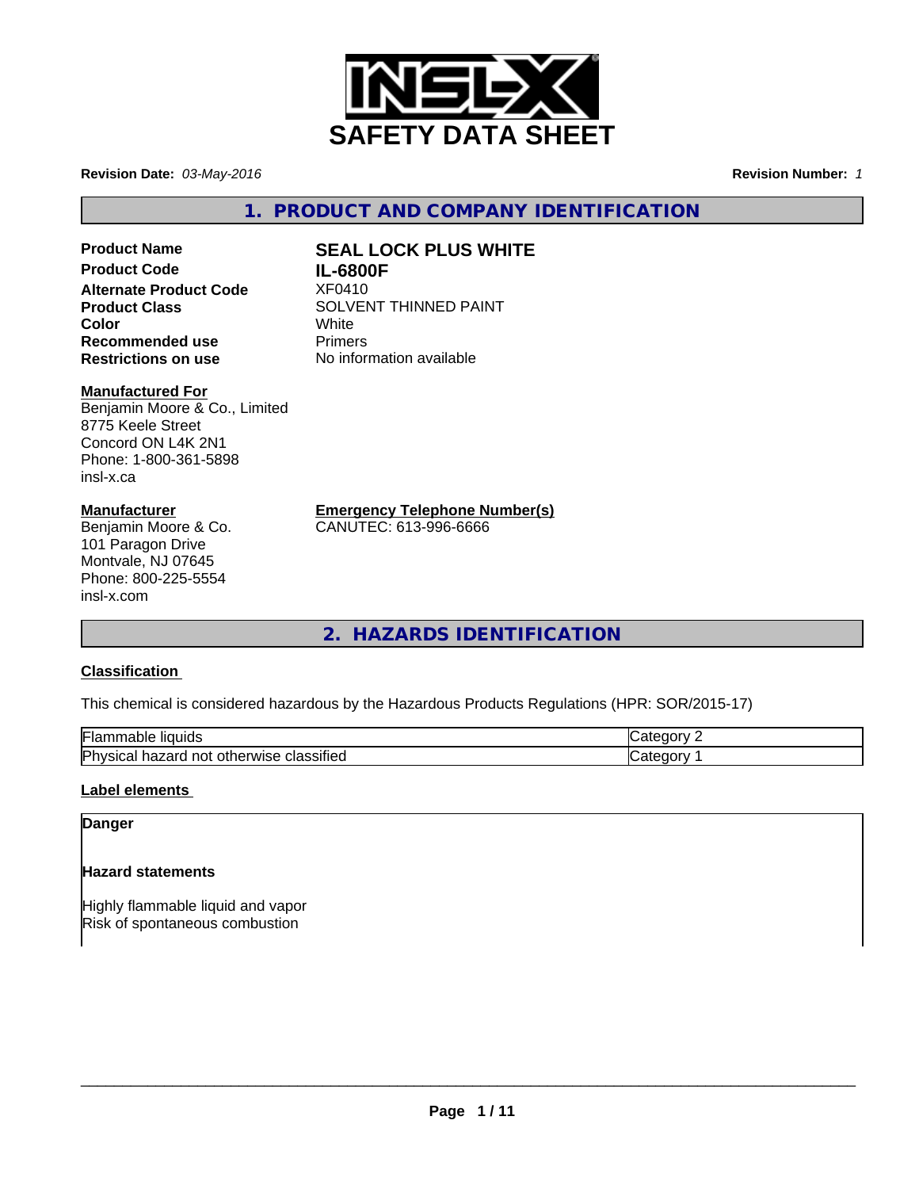# SAFETY DATA SHEET

**Revision Date:** *03-May-2016* **Revision Number:** *1*

## 1. PRODUCT AND COMPANY IDENTIFICATION

**Product Name** **SEAL LOCK PLUS WHITE**
**Product Code** **IL-6800F**
**Alternate Product Code** XF0410
**Product Class** SOLVENT THINNED PAINT
**Color** White
**Recommended use** Primers
**Restrictions on use** No information available

**Manufactured For**
Benjamin Moore & Co., Limited
8775 Keele Street
Concord ON L4K 2N1
Phone: 1-800-361-5898
insl-x.ca

**Manufacturer**
Benjamin Moore & Co.
101 Paragon Drive
Montvale, NJ 07645
Phone: 800-225-5554
insl-x.com

**Emergency Telephone Number(s)**
CANUTEC: 613-996-6666

## 2. HAZARDS IDENTIFICATION

**Classification**

This chemical is considered hazardous by the Hazardous Products Regulations (HPR: SOR/2015-17)

| | |
|---|---|
| Flammable liquids | Category 2 |
| Physical hazard not otherwise classified | Category 1 |

**Label elements**

**Danger**

**Hazard statements**

Highly flammable liquid and vapor
Risk of spontaneous combustion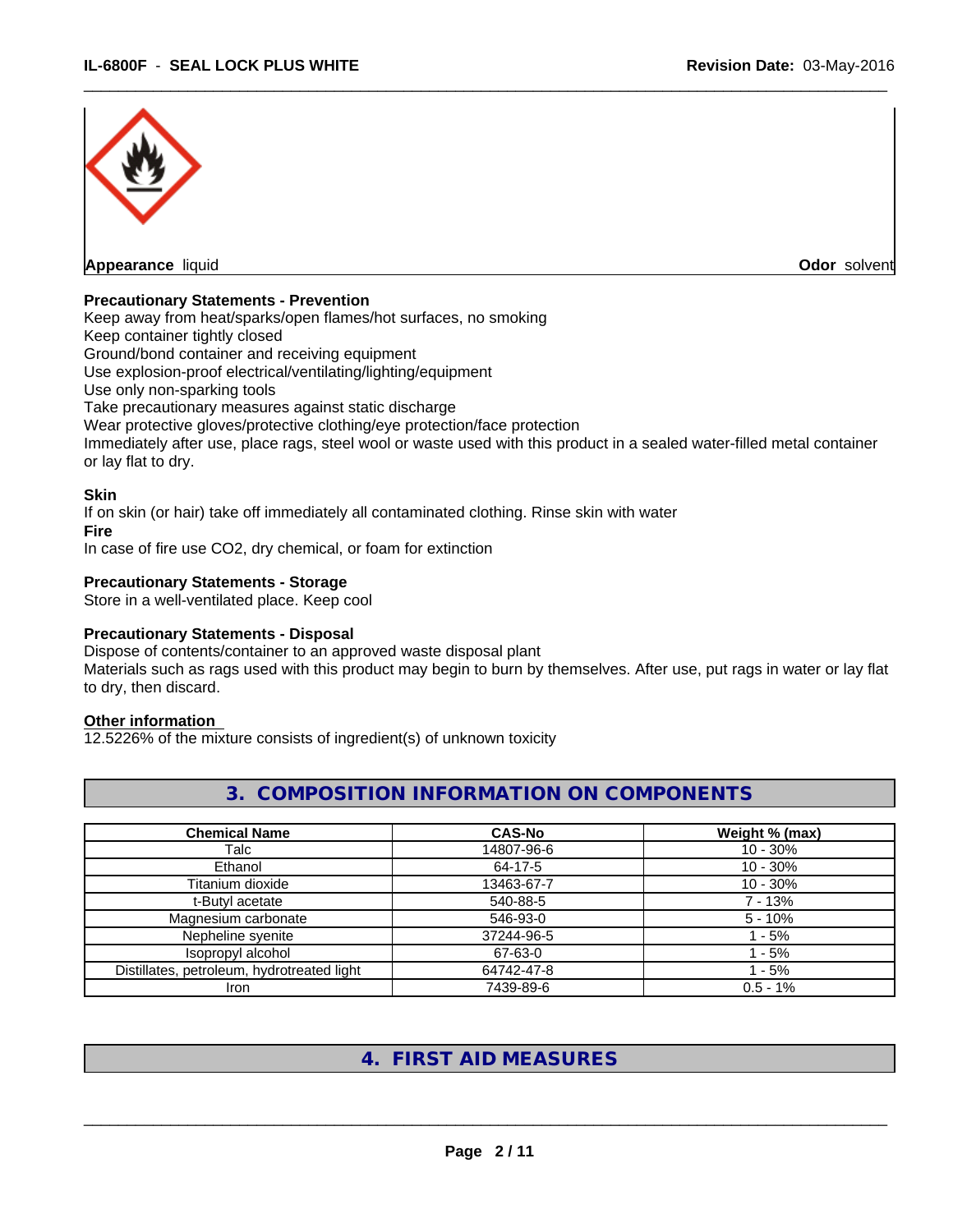**Appearance** liquid **Odor** solvent

**Precautionary Statements - Prevention**

Keep away from heat/sparks/open flames/hot surfaces, no smoking
Keep container tightly closed
Ground/bond container and receiving equipment
Use explosion-proof electrical/ventilating/lighting/equipment
Use only non-sparking tools
Take precautionary measures against static discharge
Wear protective gloves/protective clothing/eye protection/face protection
Immediately after use, place rags, steel wool or waste used with this product in a sealed water-filled metal container or lay flat to dry.

**Skin**

If on skin (or hair) take off immediately all contaminated clothing. Rinse skin with water

**Fire**

In case of fire use CO2, dry chemical, or foam for extinction

**Precautionary Statements - Storage**

Store in a well-ventilated place. Keep cool

**Precautionary Statements - Disposal**

Dispose of contents/container to an approved waste disposal plant
Materials such as rags used with this product may begin to burn by themselves. After use, put rags in water or lay flat to dry, then discard.

**Other information**

12.5226% of the mixture consists of ingredient(s) of unknown toxicity

## 3. COMPOSITION INFORMATION ON COMPONENTS

| Chemical Name | CAS-No | Weight % (max) |
|---|---|---|
| Talc | 14807-96-6 | 10 - 30% |
| Ethanol | 64-17-5 | 10 - 30% |
| Titanium dioxide | 13463-67-7 | 10 - 30% |
| t-Butyl acetate | 540-88-5 | 7 - 13% |
| Magnesium carbonate | 546-93-0 | 5 - 10% |
| Nepheline syenite | 37244-96-5 | 1 - 5% |
| Isopropyl alcohol | 67-63-0 | 1 - 5% |
| Distillates, petroleum, hydrotreated light | 64742-47-8 | 1 - 5% |
| Iron | 7439-89-6 | 0.5 - 1% |

## 4. FIRST AID MEASURES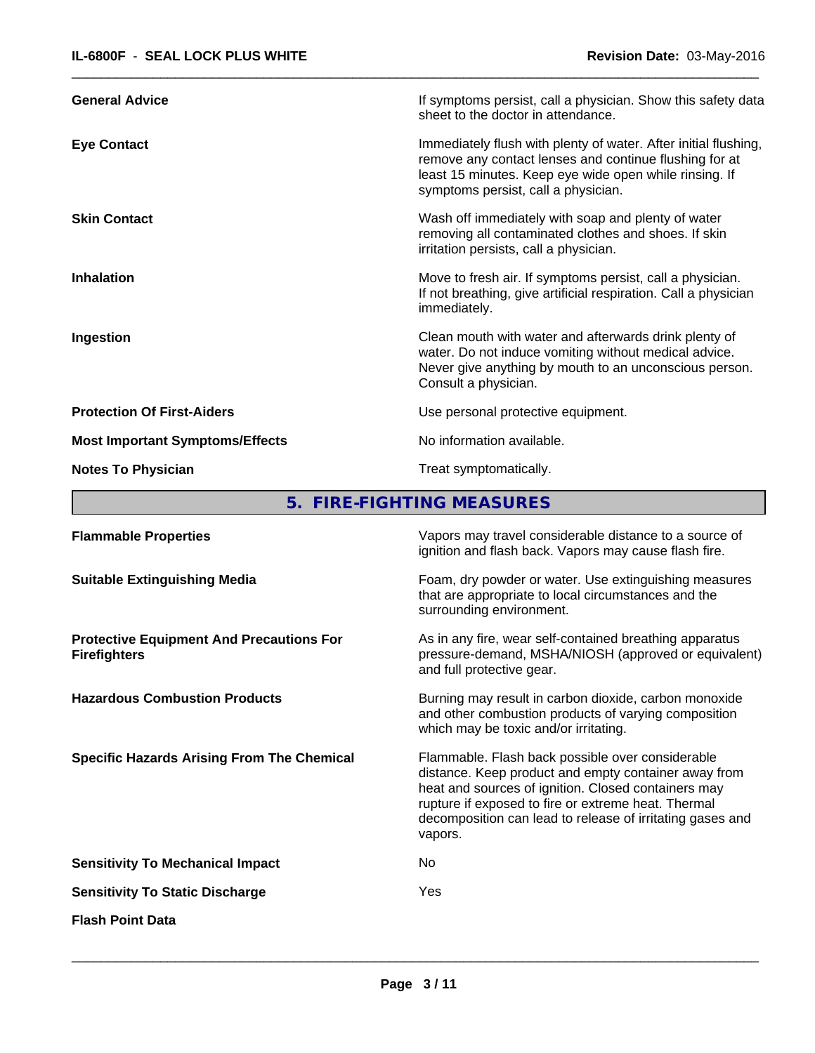| | |
|---|---|
| **General Advice** | If symptoms persist, call a physician. Show this safety data sheet to the doctor in attendance. |
| **Eye Contact** | Immediately flush with plenty of water. After initial flushing, remove any contact lenses and continue flushing for at least 15 minutes. Keep eye wide open while rinsing. If symptoms persist, call a physician. |
| **Skin Contact** | Wash off immediately with soap and plenty of water removing all contaminated clothes and shoes. If skin irritation persists, call a physician. |
| **Inhalation** | Move to fresh air. If symptoms persist, call a physician. If not breathing, give artificial respiration. Call a physician immediately. |
| **Ingestion** | Clean mouth with water and afterwards drink plenty of water. Do not induce vomiting without medical advice. Never give anything by mouth to an unconscious person. Consult a physician. |
| **Protection Of First-Aiders** | Use personal protective equipment. |
| **Most Important Symptoms/Effects** | No information available. |
| **Notes To Physician** | Treat symptomatically. |

## 5. FIRE-FIGHTING MEASURES

| | |
|---|---|
| **Flammable Properties** | Vapors may travel considerable distance to a source of ignition and flash back. Vapors may cause flash fire. |
| **Suitable Extinguishing Media** | Foam, dry powder or water. Use extinguishing measures that are appropriate to local circumstances and the surrounding environment. |
| **Protective Equipment And Precautions For Firefighters** | As in any fire, wear self-contained breathing apparatus pressure-demand, MSHA/NIOSH (approved or equivalent) and full protective gear. |
| **Hazardous Combustion Products** | Burning may result in carbon dioxide, carbon monoxide and other combustion products of varying composition which may be toxic and/or irritating. |
| **Specific Hazards Arising From The Chemical** | Flammable. Flash back possible over considerable distance. Keep product and empty container away from heat and sources of ignition. Closed containers may rupture if exposed to fire or extreme heat. Thermal decomposition can lead to release of irritating gases and vapors. |
| **Sensitivity To Mechanical Impact** | No |
| **Sensitivity To Static Discharge** | Yes |

**Flash Point Data**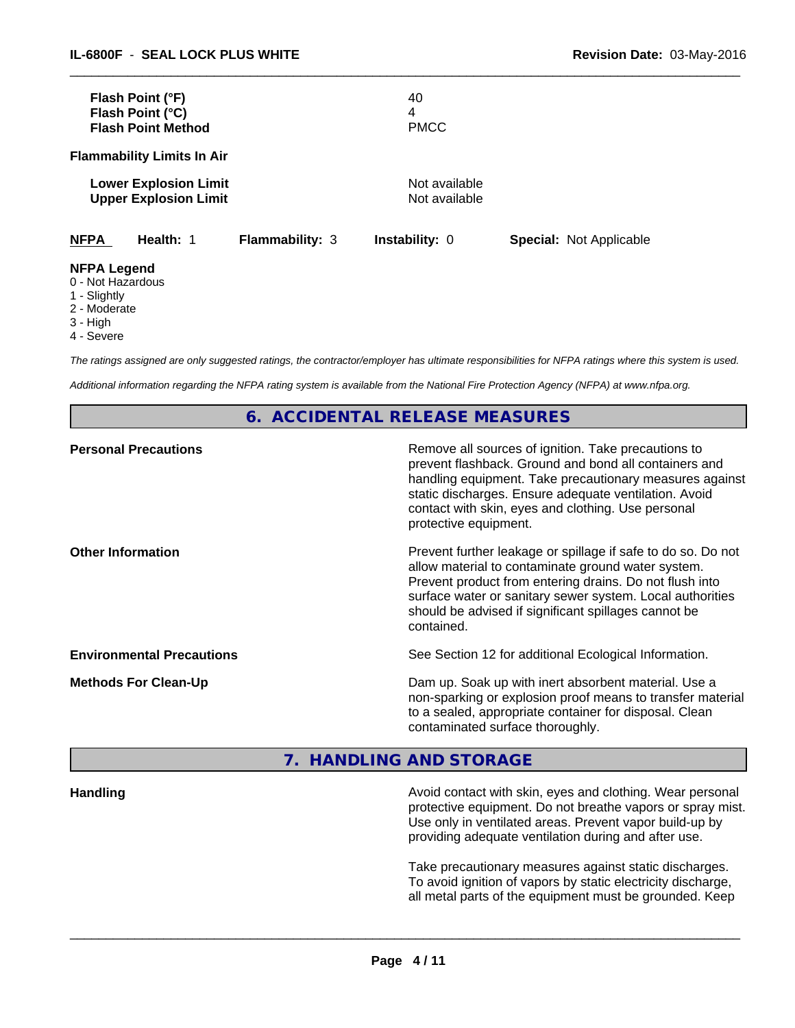| | |
|---|---|
| **Flash Point (°F)** | 40 |
| **Flash Point (°C)** | 4 |
| **Flash Point Method** | PMCC |

**Flammability Limits In Air**

| | |
|---|---|
| **Lower Explosion Limit** | Not available |
| **Upper Explosion Limit** | Not available |

| **NFPA** | **Health:** 1 | **Flammability:** 3 | **Instability:** 0 | **Special:** Not Applicable |
|---|---|---|---|---|

**NFPA Legend**
0 - Not Hazardous
1 - Slightly
2 - Moderate
3 - High
4 - Severe

*The ratings assigned are only suggested ratings, the contractor/employer has ultimate responsibilities for NFPA ratings where this system is used.*

*Additional information regarding the NFPA rating system is available from the National Fire Protection Agency (NFPA) at www.nfpa.org.*

## 6. ACCIDENTAL RELEASE MEASURES

| | |
|---|---|
| **Personal Precautions** | Remove all sources of ignition. Take precautions to prevent flashback. Ground and bond all containers and handling equipment. Take precautionary measures against static discharges. Ensure adequate ventilation. Avoid contact with skin, eyes and clothing. Use personal protective equipment. |
| **Other Information** | Prevent further leakage or spillage if safe to do so. Do not allow material to contaminate ground water system. Prevent product from entering drains. Do not flush into surface water or sanitary sewer system. Local authorities should be advised if significant spillages cannot be contained. |
| **Environmental Precautions** | See Section 12 for additional Ecological Information. |
| **Methods For Clean-Up** | Dam up. Soak up with inert absorbent material. Use a non-sparking or explosion proof means to transfer material to a sealed, appropriate container for disposal. Clean contaminated surface thoroughly. |

## 7. HANDLING AND STORAGE

| | |
|---|---|
| **Handling** | Avoid contact with skin, eyes and clothing. Wear personal protective equipment. Do not breathe vapors or spray mist. Use only in ventilated areas. Prevent vapor build-up by providing adequate ventilation during and after use.<br><br>Take precautionary measures against static discharges. To avoid ignition of vapors by static electricity discharge, all metal parts of the equipment must be grounded. Keep |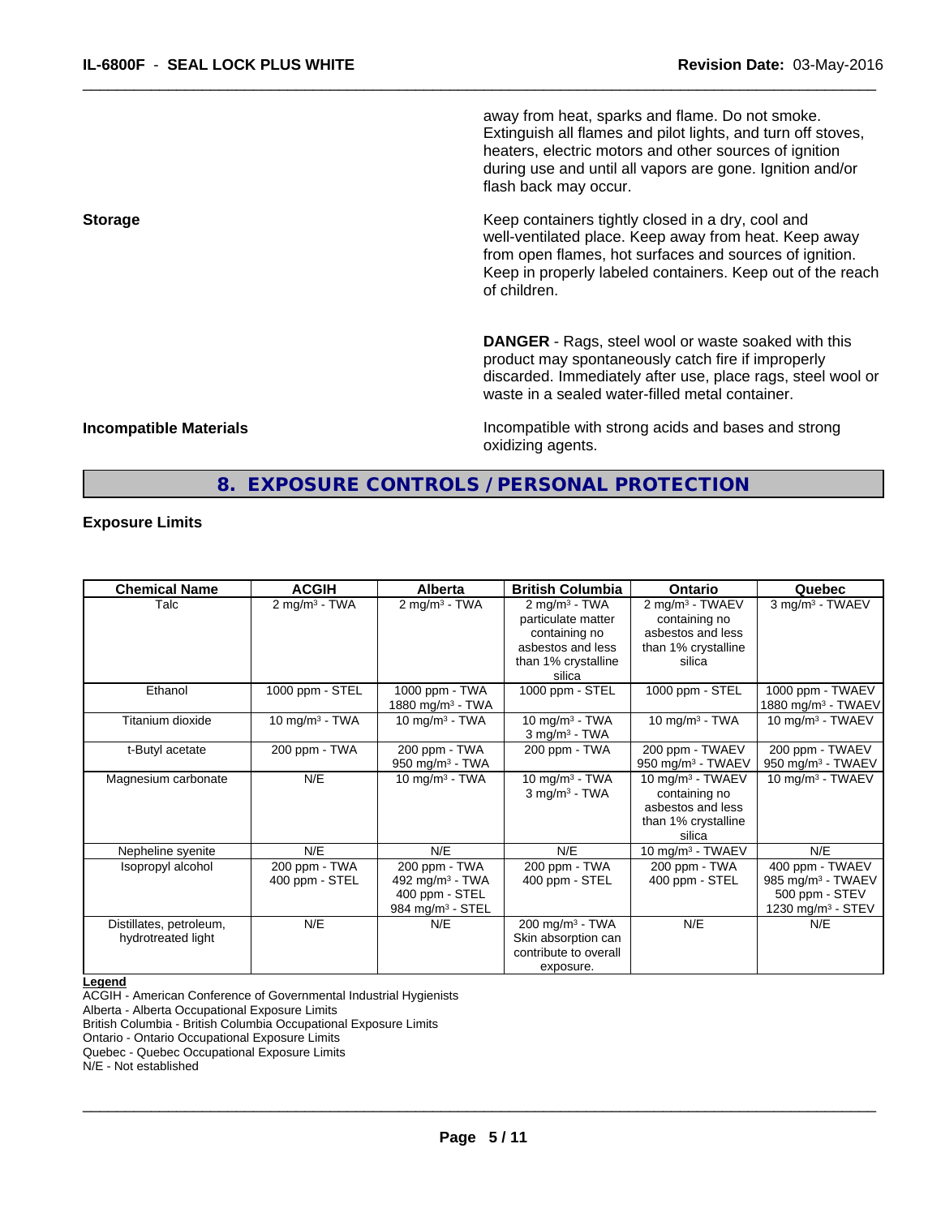away from heat, sparks and flame. Do not smoke. Extinguish all flames and pilot lights, and turn off stoves, heaters, electric motors and other sources of ignition during use and until all vapors are gone. Ignition and/or flash back may occur.

**Storage**

Keep containers tightly closed in a dry, cool and well-ventilated place. Keep away from heat. Keep away from open flames, hot surfaces and sources of ignition. Keep in properly labeled containers. Keep out of the reach of children.

**DANGER** - Rags, steel wool or waste soaked with this product may spontaneously catch fire if improperly discarded. Immediately after use, place rags, steel wool or waste in a sealed water-filled metal container.

**Incompatible Materials**

Incompatible with strong acids and bases and strong oxidizing agents.

## 8. EXPOSURE CONTROLS / PERSONAL PROTECTION

### Exposure Limits

| Chemical Name | ACGIH | Alberta | British Columbia | Ontario | Quebec |
|---|---|---|---|---|---|
| Talc | 2 mg/m³ - TWA | 2 mg/m³ - TWA | 2 mg/m³ - TWA particulate matter containing no asbestos and less than 1% crystalline silica | 2 mg/m³ - TWAEV containing no asbestos and less than 1% crystalline silica | 3 mg/m³ - TWAEV |
| Ethanol | 1000 ppm - STEL | 1000 ppm - TWA<br>1880 mg/m³ - TWA | 1000 ppm - STEL | 1000 ppm - STEL | 1000 ppm - TWAEV<br>1880 mg/m³ - TWAEV |
| Titanium dioxide | 10 mg/m³ - TWA | 10 mg/m³ - TWA | 10 mg/m³ - TWA<br>3 mg/m³ - TWA | 10 mg/m³ - TWA | 10 mg/m³ - TWAEV |
| t-Butyl acetate | 200 ppm - TWA | 200 ppm - TWA<br>950 mg/m³ - TWA | 200 ppm - TWA | 200 ppm - TWAEV<br>950 mg/m³ - TWAEV | 200 ppm - TWAEV<br>950 mg/m³ - TWAEV |
| Magnesium carbonate | N/E | 10 mg/m³ - TWA | 10 mg/m³ - TWA<br>3 mg/m³ - TWA | 10 mg/m³ - TWAEV containing no asbestos and less than 1% crystalline silica | 10 mg/m³ - TWAEV |
| Nepheline syenite | N/E | N/E | N/E | 10 mg/m³ - TWAEV | N/E |
| Isopropyl alcohol | 200 ppm - TWA<br>400 ppm - STEL | 200 ppm - TWA<br>492 mg/m³ - TWA<br>400 ppm - STEL<br>984 mg/m³ - STEL | 200 ppm - TWA<br>400 ppm - STEL | 200 ppm - TWA<br>400 ppm - STEL | 400 ppm - TWAEV<br>985 mg/m³ - TWAEV<br>500 ppm - STEV<br>1230 mg/m³ - STEV |
| Distillates, petroleum, hydrotreated light | N/E | N/E | 200 mg/m³ - TWA Skin absorption can contribute to overall exposure. | N/E | N/E |

**Legend**

ACGIH - American Conference of Governmental Industrial Hygienists
Alberta - Alberta Occupational Exposure Limits
British Columbia - British Columbia Occupational Exposure Limits
Ontario - Ontario Occupational Exposure Limits
Quebec - Quebec Occupational Exposure Limits
N/E - Not established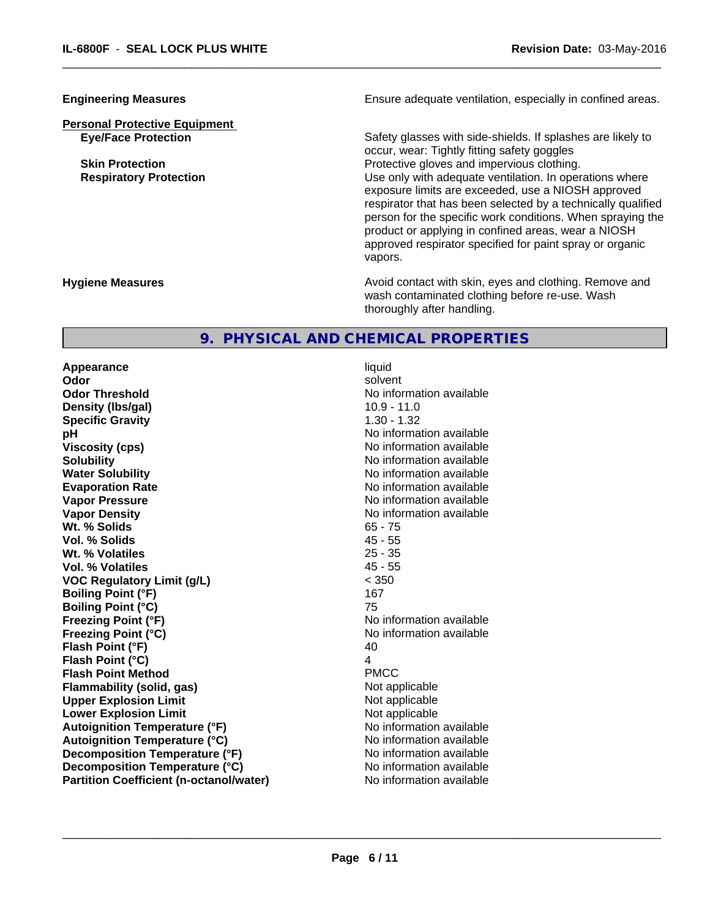**Engineering Measures** Ensure adequate ventilation, especially in confined areas.

**Personal Protective Equipment**

| | |
|---|---|
| **Eye/Face Protection** | Safety glasses with side-shields. If splashes are likely to occur, wear: Tightly fitting safety goggles |
| **Skin Protection** | Protective gloves and impervious clothing. |
| **Respiratory Protection** | Use only with adequate ventilation. In operations where exposure limits are exceeded, use a NIOSH approved respirator that has been selected by a technically qualified person for the specific work conditions. When spraying the product or applying in confined areas, wear a NIOSH approved respirator specified for paint spray or organic vapors. |

**Hygiene Measures** Avoid contact with skin, eyes and clothing. Remove and wash contaminated clothing before re-use. Wash thoroughly after handling.

## 9. PHYSICAL AND CHEMICAL PROPERTIES

| | |
|---|---|
| **Appearance** | liquid |
| **Odor** | solvent |
| **Odor Threshold** | No information available |
| **Density (lbs/gal)** | 10.9 - 11.0 |
| **Specific Gravity** | 1.30 - 1.32 |
| **pH** | No information available |
| **Viscosity (cps)** | No information available |
| **Solubility** | No information available |
| **Water Solubility** | No information available |
| **Evaporation Rate** | No information available |
| **Vapor Pressure** | No information available |
| **Vapor Density** | No information available |
| **Wt. % Solids** | 65 - 75 |
| **Vol. % Solids** | 45 - 55 |
| **Wt. % Volatiles** | 25 - 35 |
| **Vol. % Volatiles** | 45 - 55 |
| **VOC Regulatory Limit (g/L)** | < 350 |
| **Boiling Point (°F)** | 167 |
| **Boiling Point (°C)** | 75 |
| **Freezing Point (°F)** | No information available |
| **Freezing Point (°C)** | No information available |
| **Flash Point (°F)** | 40 |
| **Flash Point (°C)** | 4 |
| **Flash Point Method** | PMCC |
| **Flammability (solid, gas)** | Not applicable |
| **Upper Explosion Limit** | Not applicable |
| **Lower Explosion Limit** | Not applicable |
| **Autoignition Temperature (°F)** | No information available |
| **Autoignition Temperature (°C)** | No information available |
| **Decomposition Temperature (°F)** | No information available |
| **Decomposition Temperature (°C)** | No information available |
| **Partition Coefficient (n-octanol/water)** | No information available |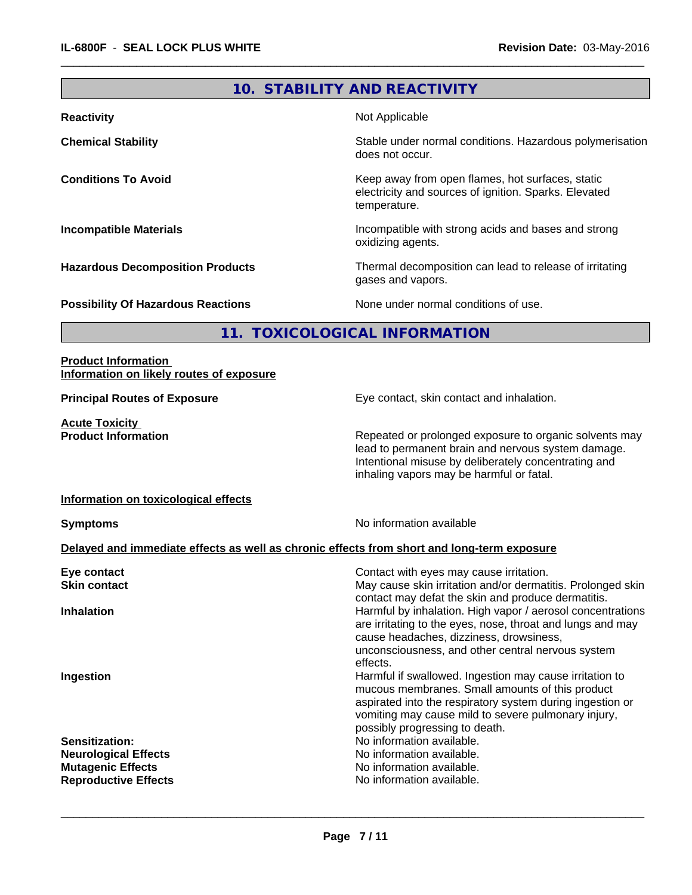## 10. STABILITY AND REACTIVITY

| | |
|---|---|
| **Reactivity** | Not Applicable |
| **Chemical Stability** | Stable under normal conditions. Hazardous polymerisation does not occur. |
| **Conditions To Avoid** | Keep away from open flames, hot surfaces, static electricity and sources of ignition. Sparks. Elevated temperature. |
| **Incompatible Materials** | Incompatible with strong acids and bases and strong oxidizing agents. |
| **Hazardous Decomposition Products** | Thermal decomposition can lead to release of irritating gases and vapors. |
| **Possibility Of Hazardous Reactions** | None under normal conditions of use. |

## 11. TOXICOLOGICAL INFORMATION

**Product Information**
**Information on likely routes of exposure**

| | |
|---|---|
| **Principal Routes of Exposure** | Eye contact, skin contact and inhalation. |

**Acute Toxicity**

| | |
|---|---|
| **Product Information** | Repeated or prolonged exposure to organic solvents may lead to permanent brain and nervous system damage. Intentional misuse by deliberately concentrating and inhaling vapors may be harmful or fatal. |

**Information on toxicological effects**

| | |
|---|---|
| **Symptoms** | No information available |

**Delayed and immediate effects as well as chronic effects from short and long-term exposure**

| | |
|---|---|
| **Eye contact** | Contact with eyes may cause irritation. |
| **Skin contact** | May cause skin irritation and/or dermatitis. Prolonged skin contact may defat the skin and produce dermatitis. |
| **Inhalation** | Harmful by inhalation. High vapor / aerosol concentrations are irritating to the eyes, nose, throat and lungs and may cause headaches, dizziness, drowsiness, unconsciousness, and other central nervous system effects. |
| **Ingestion** | Harmful if swallowed. Ingestion may cause irritation to mucous membranes. Small amounts of this product aspirated into the respiratory system during ingestion or vomiting may cause mild to severe pulmonary injury, possibly progressing to death. |
| **Sensitization:** | No information available. |
| **Neurological Effects** | No information available. |
| **Mutagenic Effects** | No information available. |
| **Reproductive Effects** | No information available. |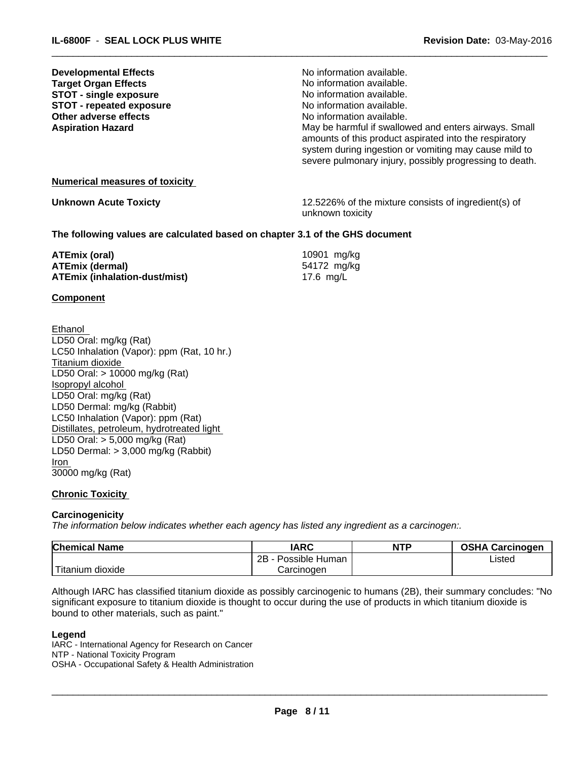| | |
|---|---|
| **Developmental Effects** | No information available. |
| **Target Organ Effects** | No information available. |
| **STOT - single exposure** | No information available. |
| **STOT - repeated exposure** | No information available. |
| **Other adverse effects** | No information available. |
| **Aspiration Hazard** | May be harmful if swallowed and enters airways. Small amounts of this product aspirated into the respiratory system during ingestion or vomiting may cause mild to severe pulmonary injury, possibly progressing to death. |

**Numerical measures of toxicity**

**Unknown Acute Toxicty** 12.5226% of the mixture consists of ingredient(s) of unknown toxicity

**The following values are calculated based on chapter 3.1 of the GHS document**

| | |
|---|---|
| **ATEmix (oral)** | 10901 mg/kg |
| **ATEmix (dermal)** | 54172 mg/kg |
| **ATEmix (inhalation-dust/mist)** | 17.6 mg/L |

**Component**

Ethanol
LD50 Oral: mg/kg (Rat)
LC50 Inhalation (Vapor): ppm (Rat, 10 hr.)
Titanium dioxide
LD50 Oral: > 10000 mg/kg (Rat)
Isopropyl alcohol
LD50 Oral: mg/kg (Rat)
LD50 Dermal: mg/kg (Rabbit)
LC50 Inhalation (Vapor): ppm (Rat)
Distillates, petroleum, hydrotreated light
LD50 Oral: > 5,000 mg/kg (Rat)
LD50 Dermal: > 3,000 mg/kg (Rabbit)
Iron
30000 mg/kg (Rat)

**Chronic Toxicity**

**Carcinogenicity**

*The information below indicates whether each agency has listed any ingredient as a carcinogen:.*

| Chemical Name | IARC | NTP | OSHA Carcinogen |
|---|---|---|---|
| Titanium dioxide | 2B - Possible Human Carcinogen | | Listed |

Although IARC has classified titanium dioxide as possibly carcinogenic to humans (2B), their summary concludes: "No significant exposure to titanium dioxide is thought to occur during the use of products in which titanium dioxide is bound to other materials, such as paint."

**Legend**

IARC - International Agency for Research on Cancer
NTP - National Toxicity Program
OSHA - Occupational Safety & Health Administration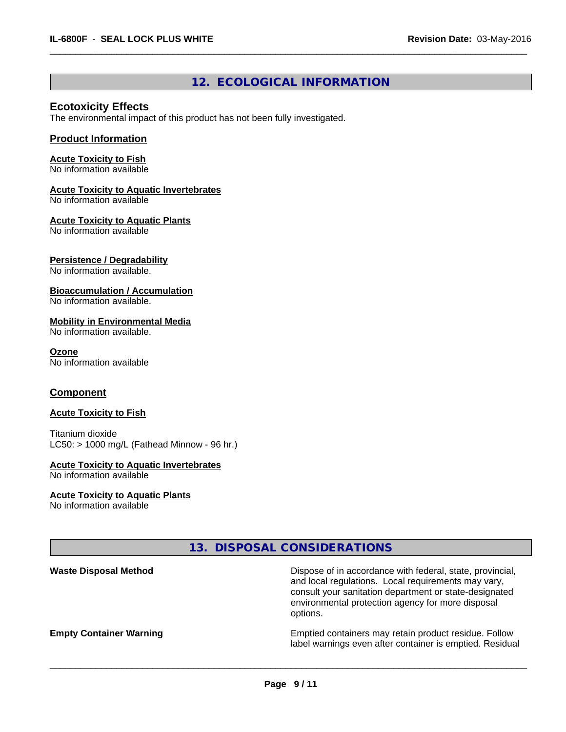## 12. ECOLOGICAL INFORMATION

### Ecotoxicity Effects

The environmental impact of this product has not been fully investigated.

### Product Information

**Acute Toxicity to Fish**
No information available

**Acute Toxicity to Aquatic Invertebrates**
No information available

**Acute Toxicity to Aquatic Plants**
No information available

**Persistence / Degradability**
No information available.

**Bioaccumulation / Accumulation**
No information available.

**Mobility in Environmental Media**
No information available.

**Ozone**
No information available

### Component

**Acute Toxicity to Fish**

Titanium dioxide
LC50: > 1000 mg/L (Fathead Minnow - 96 hr.)

**Acute Toxicity to Aquatic Invertebrates**
No information available

**Acute Toxicity to Aquatic Plants**
No information available

## 13. DISPOSAL CONSIDERATIONS

**Waste Disposal Method** — Dispose of in accordance with federal, state, provincial, and local regulations. Local requirements may vary, consult your sanitation department or state-designated environmental protection agency for more disposal options.

**Empty Container Warning** — Emptied containers may retain product residue. Follow label warnings even after container is emptied. Residual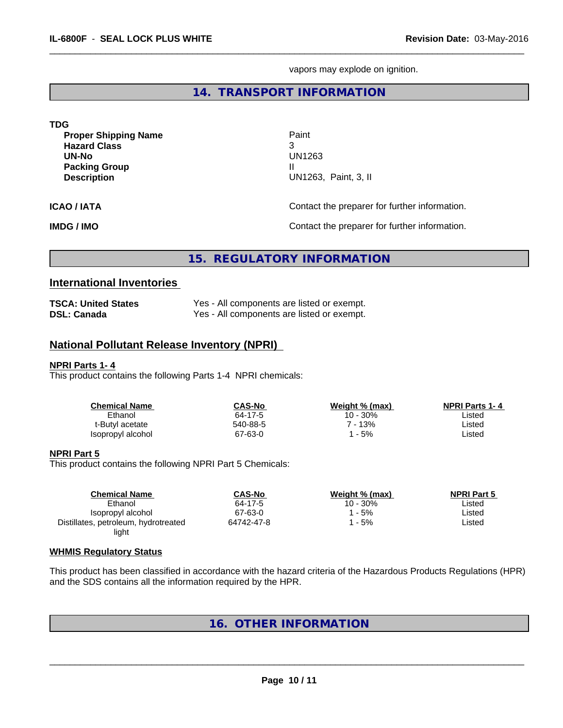vapors may explode on ignition.

## 14. TRANSPORT INFORMATION

**TDG**

| | |
|---|---|
| **Proper Shipping Name** | Paint |
| **Hazard Class** | 3 |
| **UN-No** | UN1263 |
| **Packing Group** | II |
| **Description** | UN1263, Paint, 3, II |

**ICAO / IATA** Contact the preparer for further information.

**IMDG / IMO** Contact the preparer for further information.

## 15. REGULATORY INFORMATION

### International Inventories

| | |
|---|---|
| **TSCA: United States** | Yes - All components are listed or exempt. |
| **DSL: Canada** | Yes - All components are listed or exempt. |

### National Pollutant Release Inventory (NPRI)

**NPRI Parts 1- 4**

This product contains the following Parts 1-4 NPRI chemicals:

| Chemical Name | CAS-No | Weight % (max) | NPRI Parts 1- 4 |
|---|---|---|---|
| Ethanol | 64-17-5 | 10 - 30% | Listed |
| t-Butyl acetate | 540-88-5 | 7 - 13% | Listed |
| Isopropyl alcohol | 67-63-0 | 1 - 5% | Listed |

**NPRI Part 5**

This product contains the following NPRI Part 5 Chemicals:

| Chemical Name | CAS-No | Weight % (max) | NPRI Part 5 |
|---|---|---|---|
| Ethanol | 64-17-5 | 10 - 30% | Listed |
| Isopropyl alcohol | 67-63-0 | 1 - 5% | Listed |
| Distillates, petroleum, hydrotreated light | 64742-47-8 | 1 - 5% | Listed |

**WHMIS Regulatory Status**

This product has been classified in accordance with the hazard criteria of the Hazardous Products Regulations (HPR) and the SDS contains all the information required by the HPR.

## 16. OTHER INFORMATION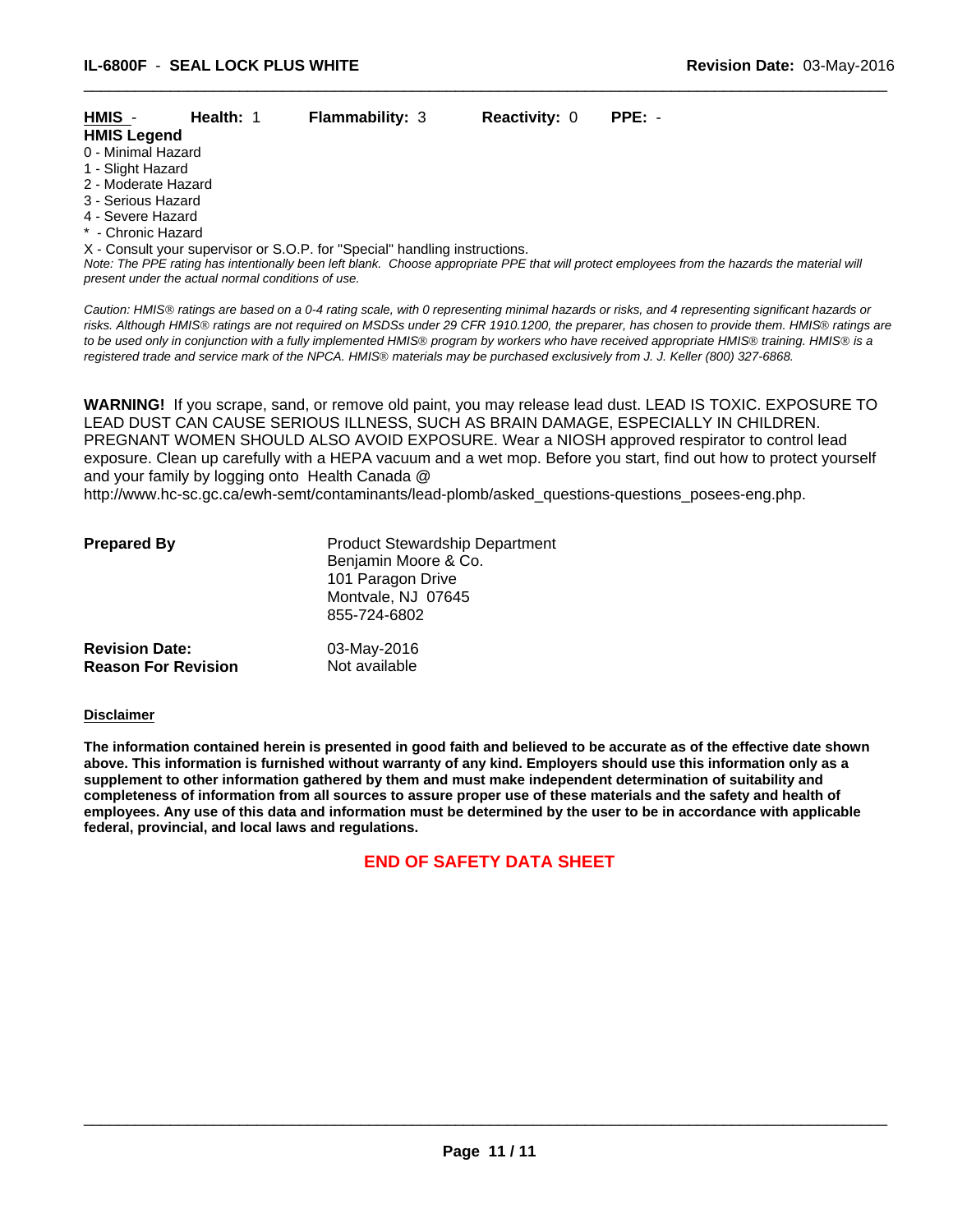**HMIS** - **Health:** 1 **Flammability:** 3 **Reactivity:** 0 **PPE:** -

**HMIS Legend**

0 - Minimal Hazard
1 - Slight Hazard
2 - Moderate Hazard
3 - Serious Hazard
4 - Severe Hazard
* - Chronic Hazard
X - Consult your supervisor or S.O.P. for "Special" handling instructions.

*Note: The PPE rating has intentionally been left blank. Choose appropriate PPE that will protect employees from the hazards the material will present under the actual normal conditions of use.*

*Caution: HMIS® ratings are based on a 0-4 rating scale, with 0 representing minimal hazards or risks, and 4 representing significant hazards or risks. Although HMIS® ratings are not required on MSDSs under 29 CFR 1910.1200, the preparer, has chosen to provide them. HMIS® ratings are to be used only in conjunction with a fully implemented HMIS® program by workers who have received appropriate HMIS® training. HMIS® is a registered trade and service mark of the NPCA. HMIS® materials may be purchased exclusively from J. J. Keller (800) 327-6868.*

**WARNING!** If you scrape, sand, or remove old paint, you may release lead dust. LEAD IS TOXIC. EXPOSURE TO LEAD DUST CAN CAUSE SERIOUS ILLNESS, SUCH AS BRAIN DAMAGE, ESPECIALLY IN CHILDREN. PREGNANT WOMEN SHOULD ALSO AVOID EXPOSURE. Wear a NIOSH approved respirator to control lead exposure. Clean up carefully with a HEPA vacuum and a wet mop. Before you start, find out how to protect yourself and your family by logging onto Health Canada @ http://www.hc-sc.gc.ca/ewh-semt/contaminants/lead-plomb/asked_questions-questions_posees-eng.php.

**Prepared By**
Product Stewardship Department
Benjamin Moore & Co.
101 Paragon Drive
Montvale, NJ 07645
855-724-6802

**Revision Date:** 03-May-2016
**Reason For Revision** Not available

**Disclaimer**

**The information contained herein is presented in good faith and believed to be accurate as of the effective date shown above. This information is furnished without warranty of any kind. Employers should use this information only as a supplement to other information gathered by them and must make independent determination of suitability and completeness of information from all sources to assure proper use of these materials and the safety and health of employees. Any use of this data and information must be determined by the user to be in accordance with applicable federal, provincial, and local laws and regulations.**

**END OF SAFETY DATA SHEET**